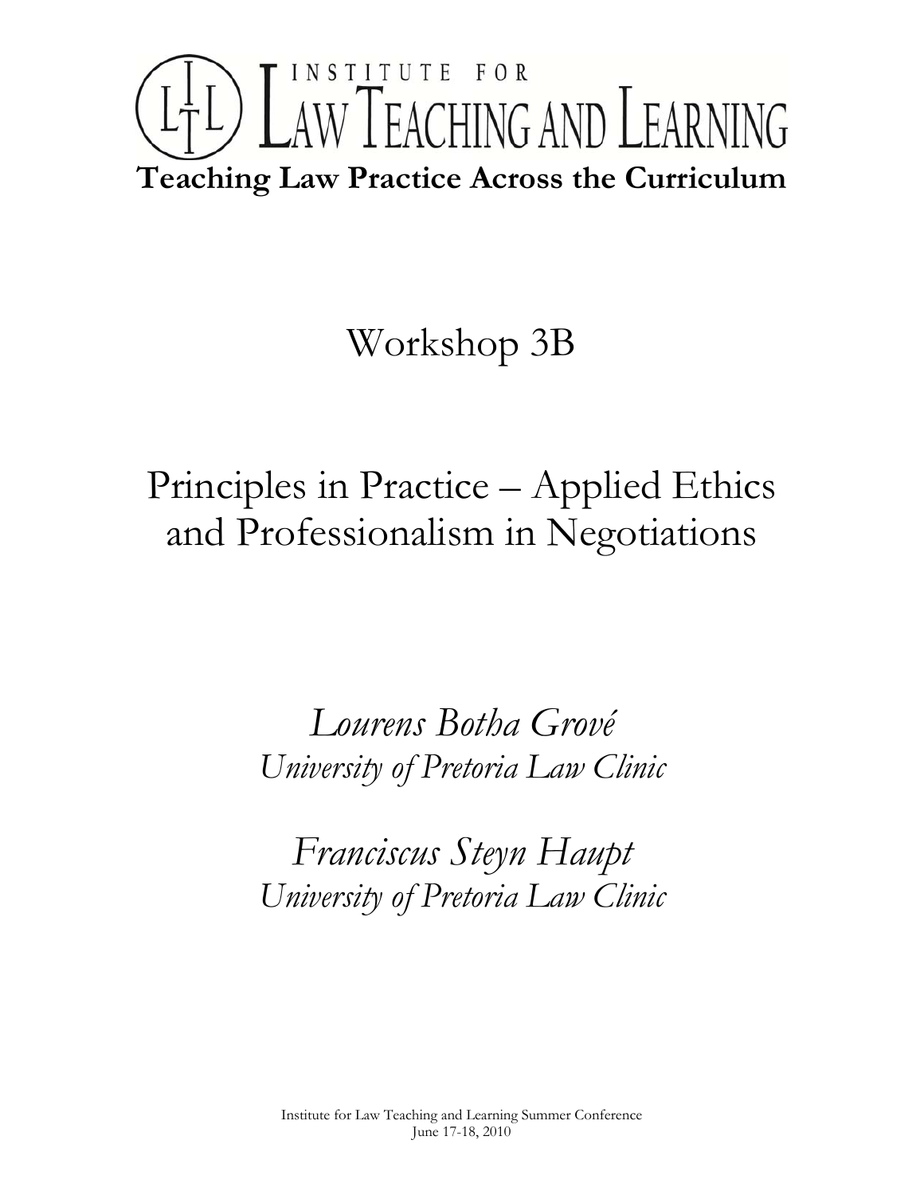# INSTITUTE FOR LAW TEACHING AND LEARNING

**Teaching Law Practice Across the Curriculum**

## Workshop 3B

## Principles in Practice – Applied Ethics and Professionalism in Negotiations

*Lourens Botha Grové*
*University of Pretoria Law Clinic*

*Franciscus Steyn Haupt*
*University of Pretoria Law Clinic*

Institute for Law Teaching and Learning Summer Conference
June 17-18, 2010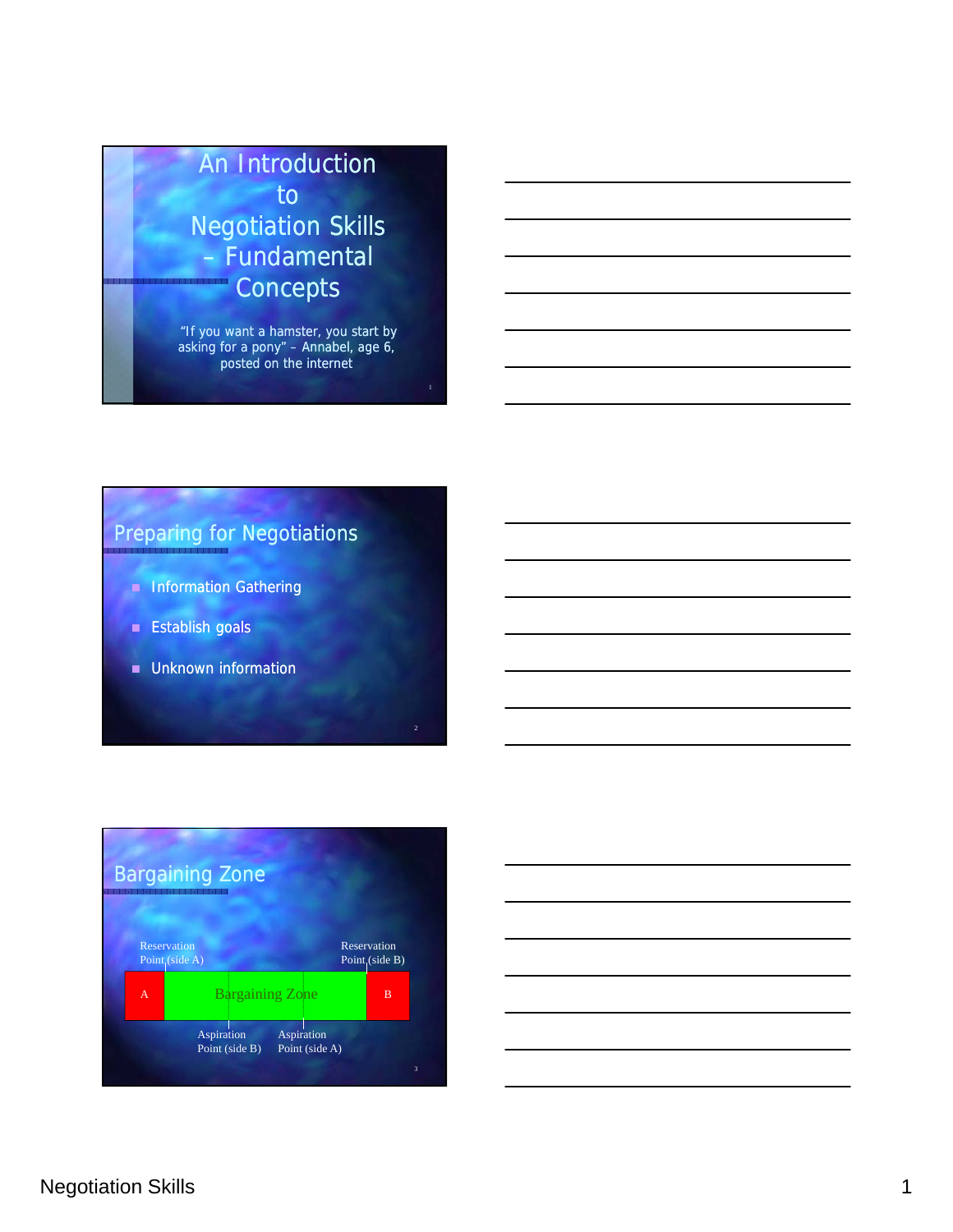# An Introduction to Negotiation Skills – Fundamental Concepts

"If you want a hamster, you start by asking for a pony" – Annabel, age 6, posted on the internet

## Preparing for Negotiations

- Information Gathering
- Establish goals
- Unknown information

## Bargaining Zone

Reservation Point (side A)

Reservation Point (side B)

A | Bargaining Zone | B

Aspiration Point (side B)

Aspiration Point (side A)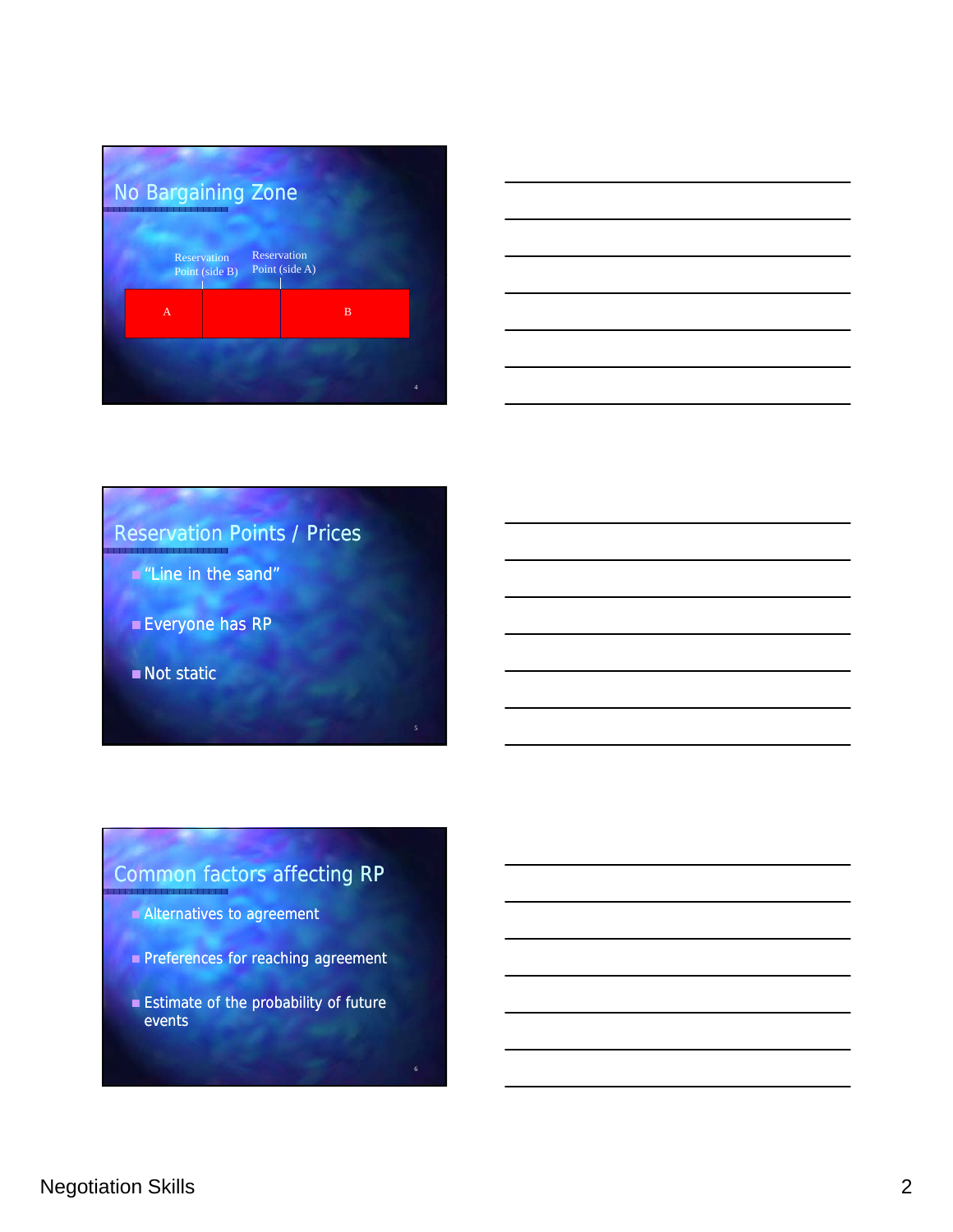## No Bargaining Zone

Reservation Point (side B)

Reservation Point (side A)

A

B

## Reservation Points / Prices

- "Line in the sand"
- Everyone has RP
- Not static

## Common factors affecting RP

- Alternatives to agreement
- Preferences for reaching agreement
- Estimate of the probability of future events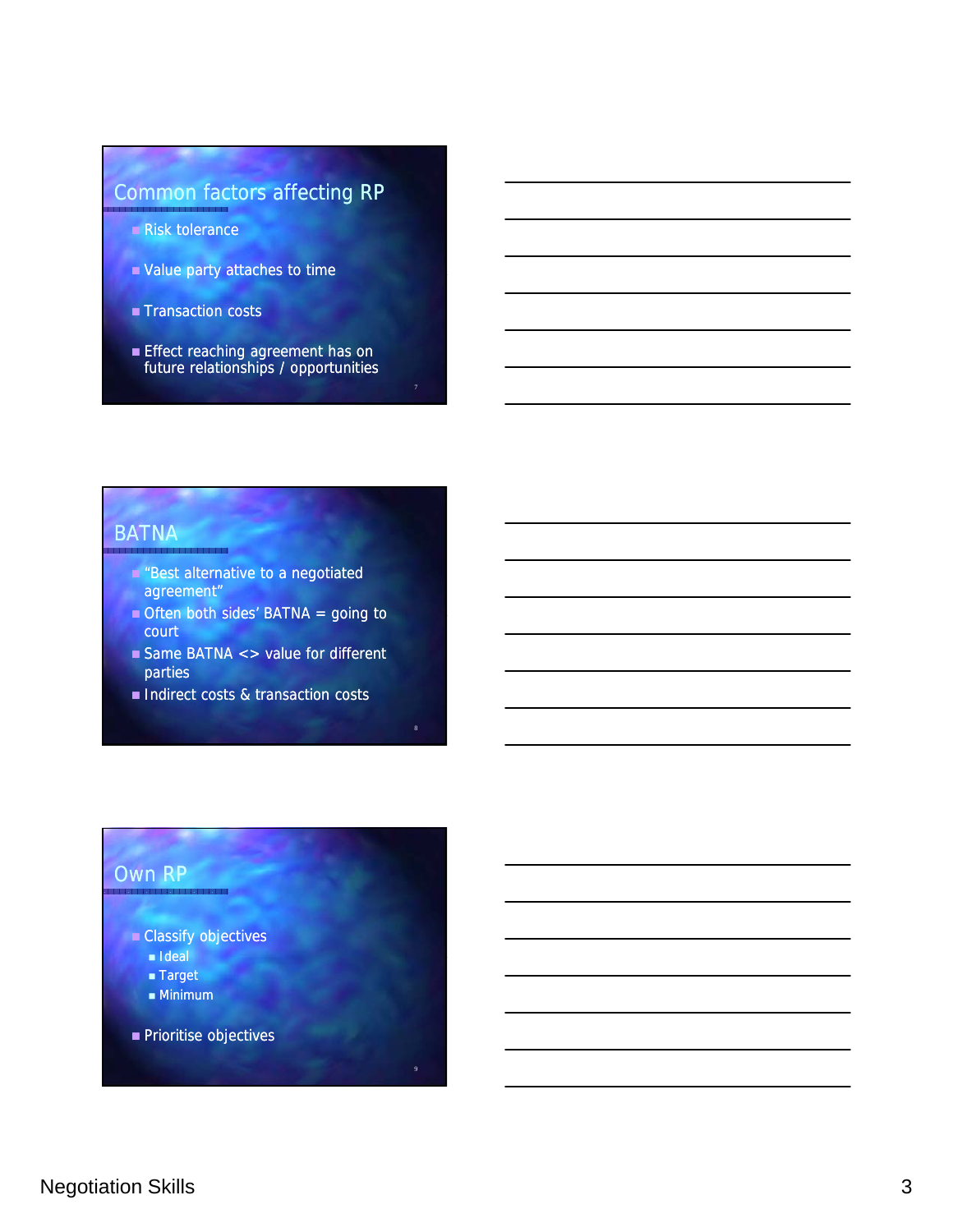## Common factors affecting RP

- Risk tolerance
- Value party attaches to time
- Transaction costs
- Effect reaching agreement has on future relationships / opportunities

## BATNA

- "Best alternative to a negotiated agreement"
- Often both sides' BATNA = going to court
- Same BATNA <> value for different parties
- Indirect costs & transaction costs

## Own RP

- Classify objectives
  - Ideal
  - Target
  - Minimum
- Prioritise objectives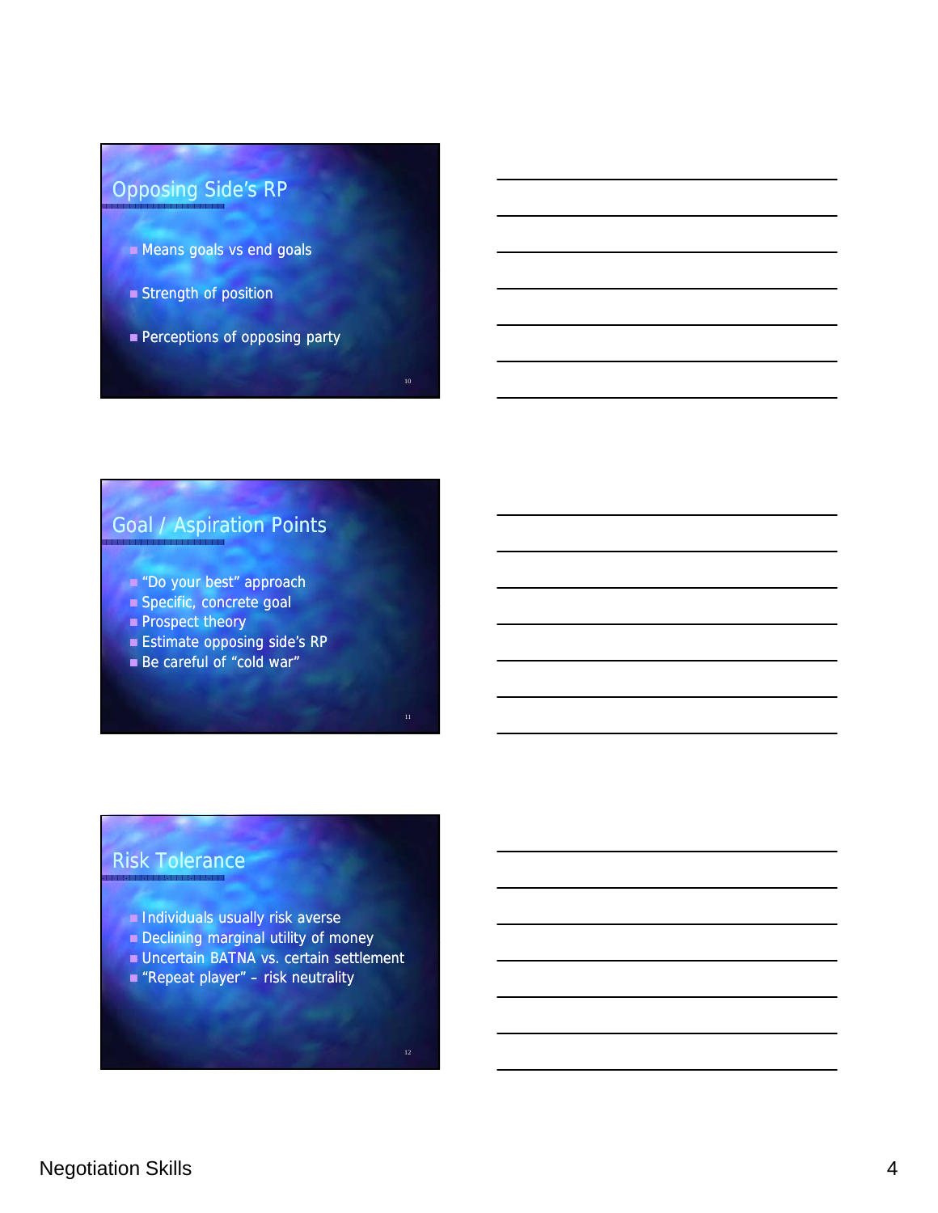## Opposing Side's RP

- Means goals vs end goals
- Strength of position
- Perceptions of opposing party

## Goal / Aspiration Points

- "Do your best" approach
- Specific, concrete goal
- Prospect theory
- Estimate opposing side's RP
- Be careful of "cold war"

## Risk Tolerance

- Individuals usually risk averse
- Declining marginal utility of money
- Uncertain BATNA vs. certain settlement
- "Repeat player" – risk neutrality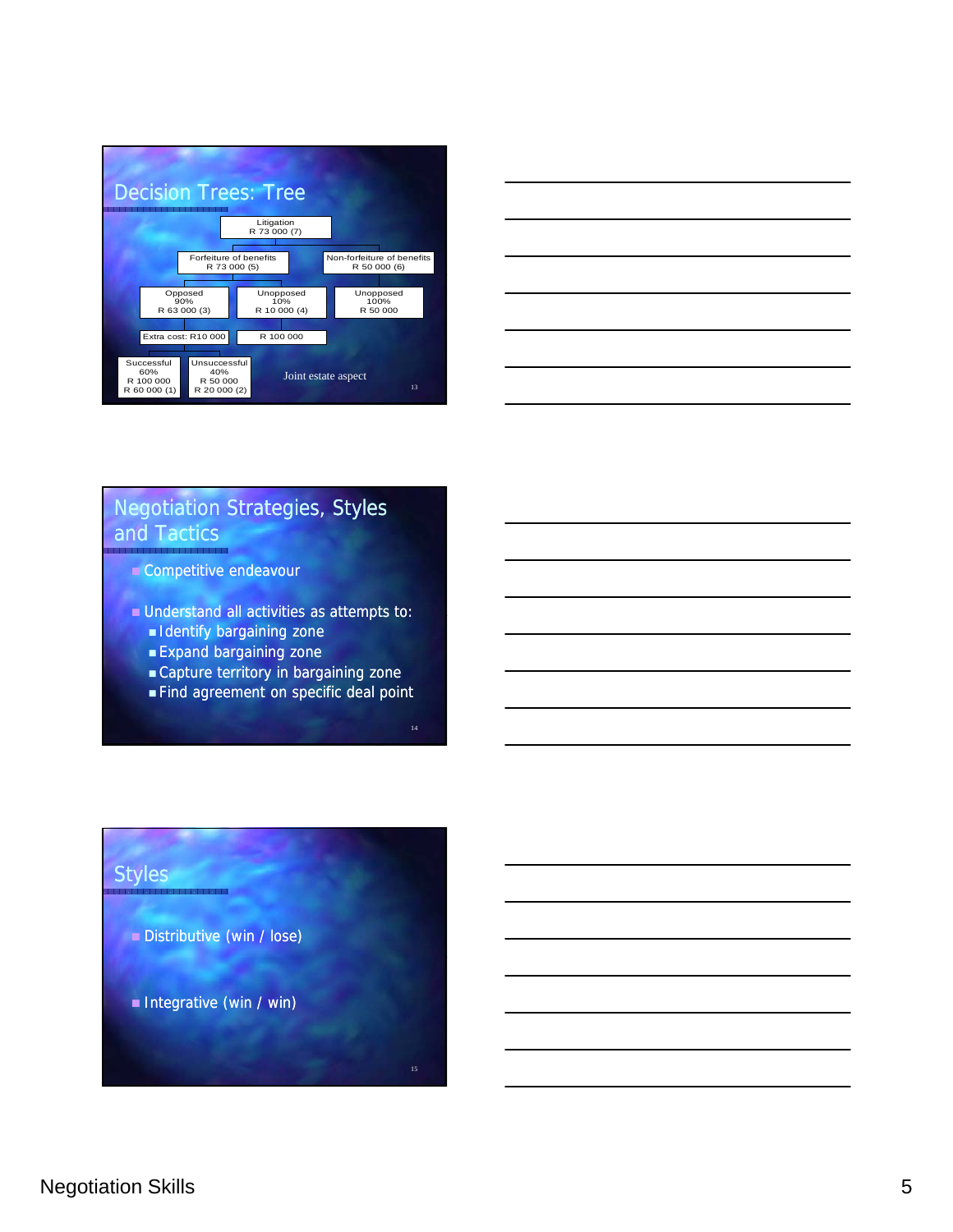## Decision Trees: Tree

- Litigation R 73 000 (7)
  - Forfeiture of benefits R 73 000 (5)
    - Opposed 90% R 63 000 (3)
      - Extra cost: R10 000
        - Successful 60% R 100 000 R 60 000 (1)
        - Unsuccessful 40% R 50 000 R 20 000 (2)
    - Unopposed 10% R 10 000 (4)
      - R 100 000
  - Non-forfeiture of benefits R 50 000 (6)
    - Unopposed 100% R 50 000

Joint estate aspect

## Negotiation Strategies, Styles and Tactics

- Competitive endeavour
- Understand all activities as attempts to:
  - Identify bargaining zone
  - Expand bargaining zone
  - Capture territory in bargaining zone
  - Find agreement on specific deal point

## Styles

- Distributive (win / lose)
- Integrative (win / win)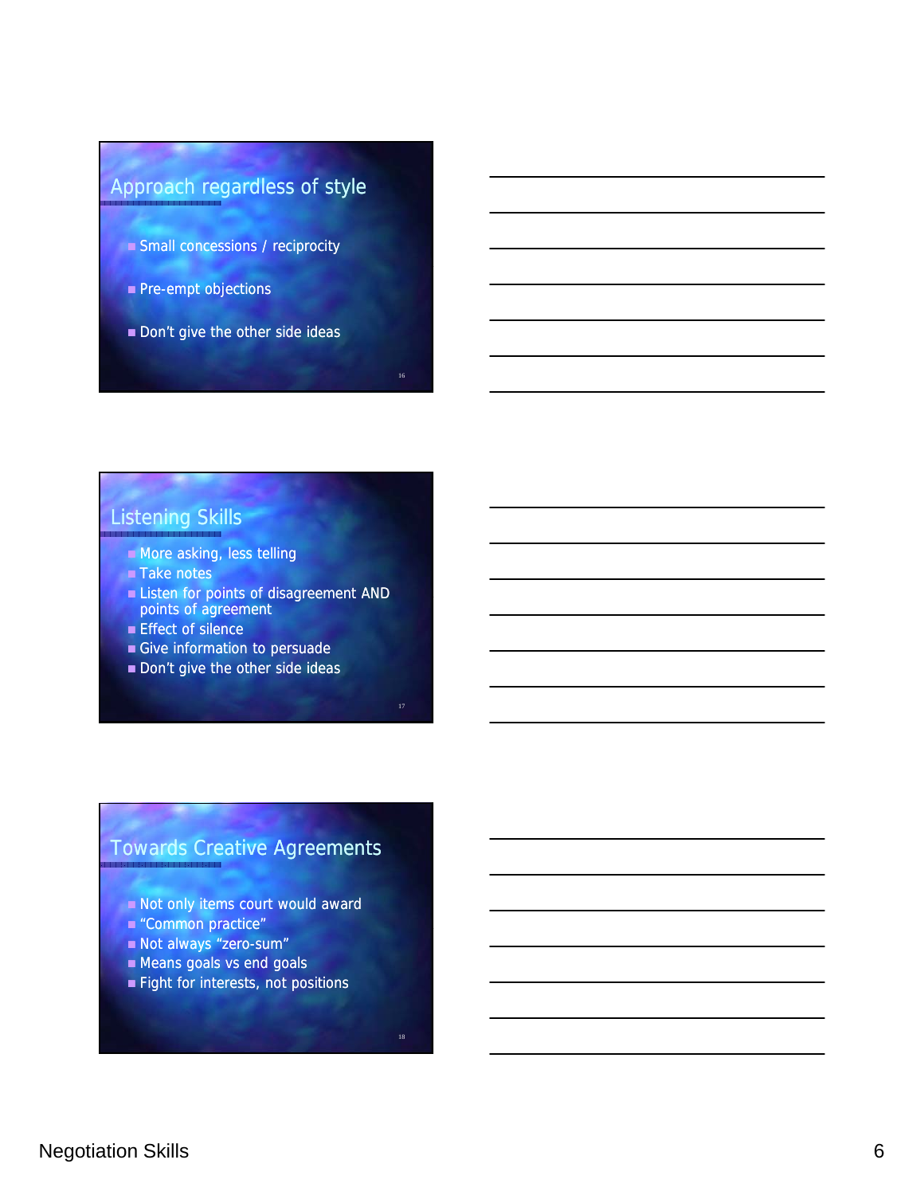## Approach regardless of style

- Small concessions / reciprocity
- Pre-empt objections
- Don't give the other side ideas

## Listening Skills

- More asking, less telling
- Take notes
- Listen for points of disagreement AND points of agreement
- Effect of silence
- Give information to persuade
- Don't give the other side ideas

## Towards Creative Agreements

- Not only items court would award
- "Common practice"
- Not always "zero-sum"
- Means goals vs end goals
- Fight for interests, not positions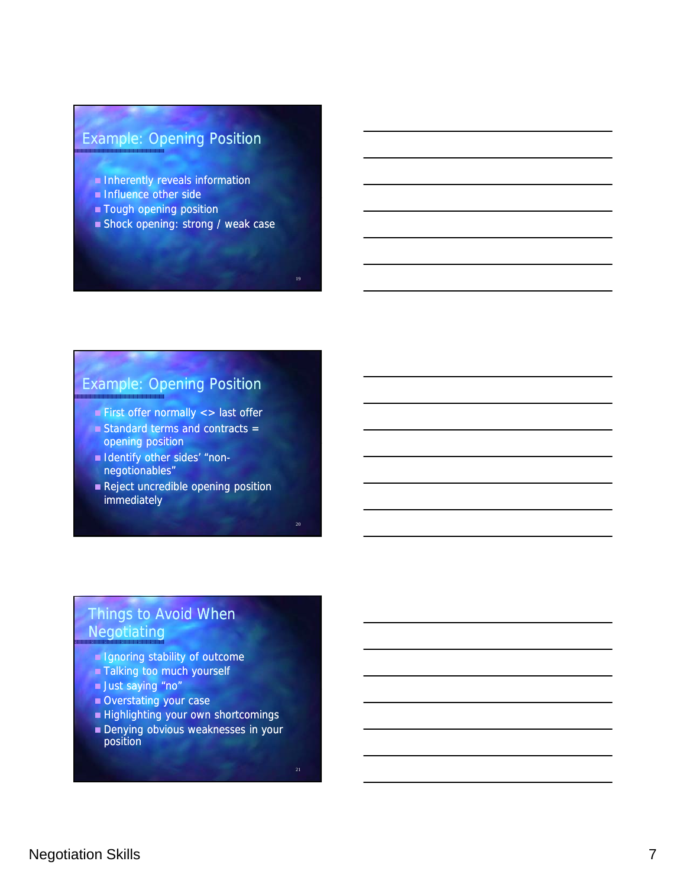## Example: Opening Position

- Inherently reveals information
- Influence other side
- Tough opening position
- Shock opening: strong / weak case

## Example: Opening Position

- First offer normally <> last offer
- Standard terms and contracts = opening position
- Identify other sides' "non-negotionables"
- Reject uncredible opening position immediately

## Things to Avoid When Negotiating

- Ignoring stability of outcome
- Talking too much yourself
- Just saying "no"
- Overstating your case
- Highlighting your own shortcomings
- Denying obvious weaknesses in your position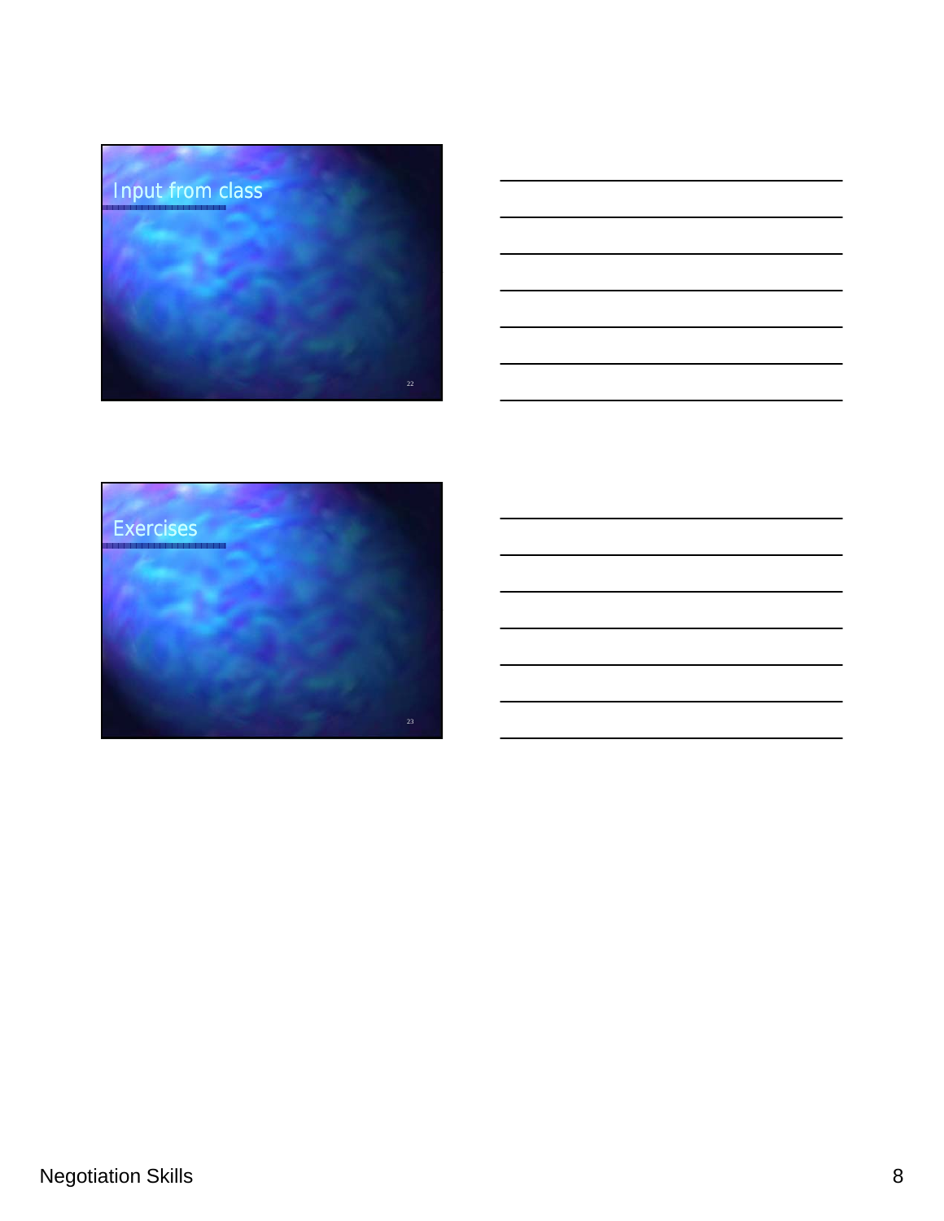## Input from class

## Exercises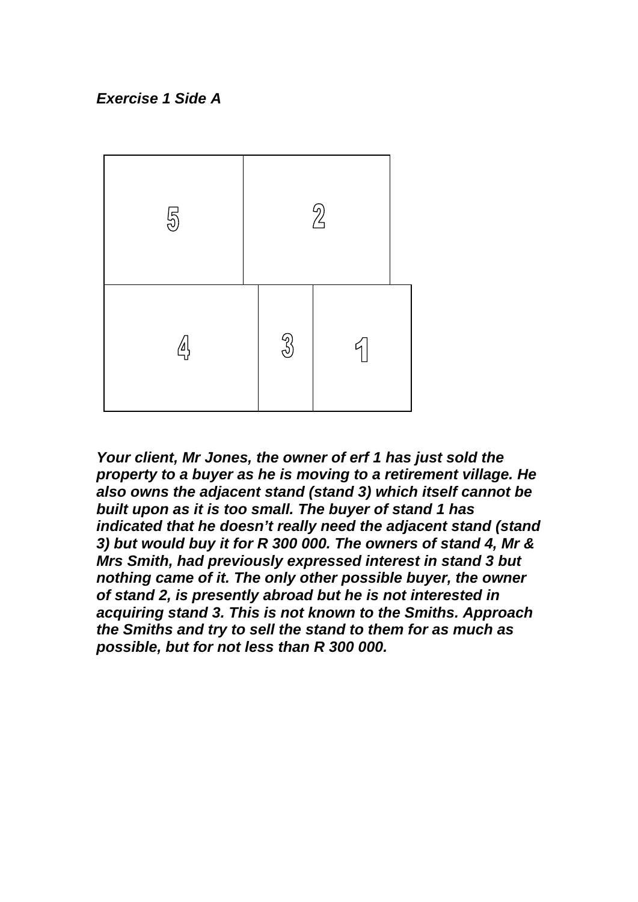***Exercise 1 Side A***

***Your client, Mr Jones, the owner of erf 1 has just sold the property to a buyer as he is moving to a retirement village. He also owns the adjacent stand (stand 3) which itself cannot be built upon as it is too small. The buyer of stand 1 has indicated that he doesn't really need the adjacent stand (stand 3) but would buy it for R 300 000. The owners of stand 4, Mr & Mrs Smith, had previously expressed interest in stand 3 but nothing came of it. The only other possible buyer, the owner of stand 2, is presently abroad but he is not interested in acquiring stand 3. This is not known to the Smiths. Approach the Smiths and try to sell the stand to them for as much as possible, but for not less than R 300 000.***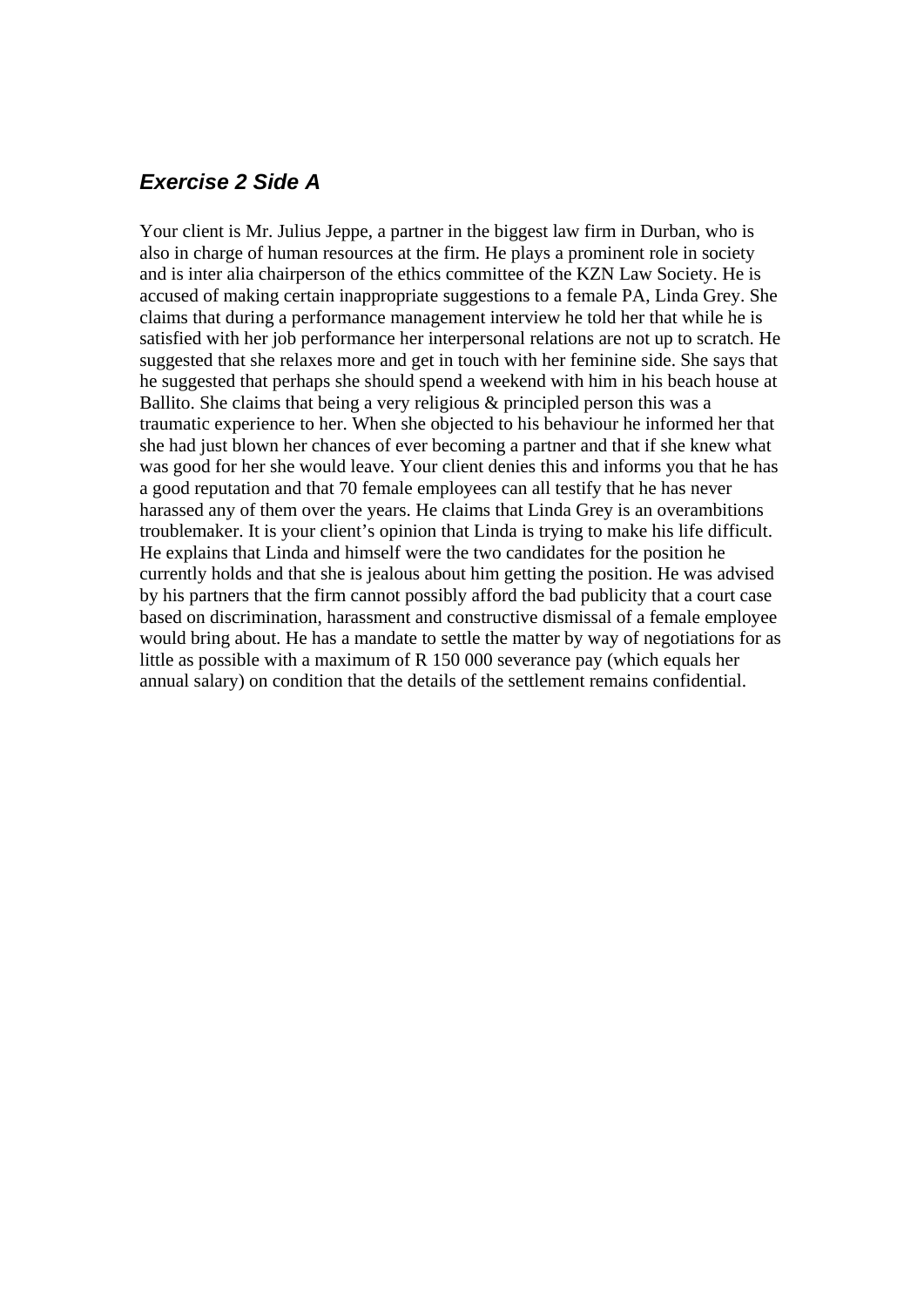### *Exercise 2 Side A*

Your client is Mr. Julius Jeppe, a partner in the biggest law firm in Durban, who is also in charge of human resources at the firm. He plays a prominent role in society and is inter alia chairperson of the ethics committee of the KZN Law Society. He is accused of making certain inappropriate suggestions to a female PA, Linda Grey. She claims that during a performance management interview he told her that while he is satisfied with her job performance her interpersonal relations are not up to scratch. He suggested that she relaxes more and get in touch with her feminine side. She says that he suggested that perhaps she should spend a weekend with him in his beach house at Ballito. She claims that being a very religious & principled person this was a traumatic experience to her. When she objected to his behaviour he informed her that she had just blown her chances of ever becoming a partner and that if she knew what was good for her she would leave. Your client denies this and informs you that he has a good reputation and that 70 female employees can all testify that he has never harassed any of them over the years. He claims that Linda Grey is an overambitions troublemaker. It is your client's opinion that Linda is trying to make his life difficult. He explains that Linda and himself were the two candidates for the position he currently holds and that she is jealous about him getting the position. He was advised by his partners that the firm cannot possibly afford the bad publicity that a court case based on discrimination, harassment and constructive dismissal of a female employee would bring about. He has a mandate to settle the matter by way of negotiations for as little as possible with a maximum of R 150 000 severance pay (which equals her annual salary) on condition that the details of the settlement remains confidential.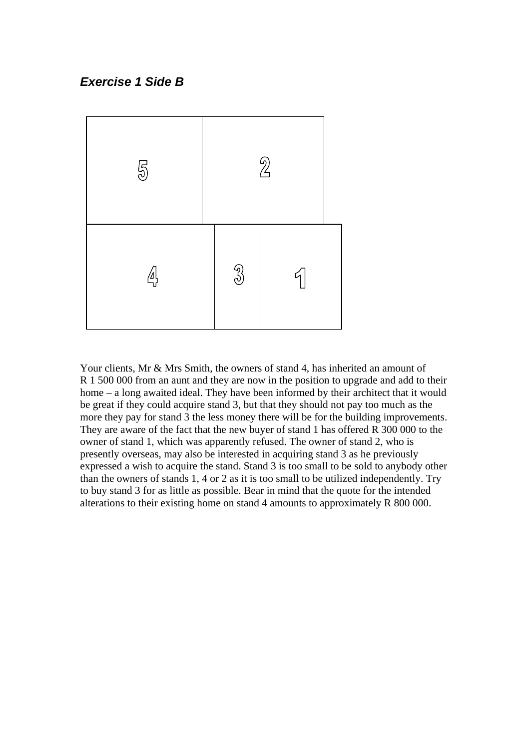***Exercise 1 Side B***

| 5 | 2 |
|---|---|
| 4 | 3 | 1 |

Your clients, Mr & Mrs Smith, the owners of stand 4, has inherited an amount of R 1 500 000 from an aunt and they are now in the position to upgrade and add to their home – a long awaited ideal. They have been informed by their architect that it would be great if they could acquire stand 3, but that they should not pay too much as the more they pay for stand 3 the less money there will be for the building improvements. They are aware of the fact that the new buyer of stand 1 has offered R 300 000 to the owner of stand 1, which was apparently refused. The owner of stand 2, who is presently overseas, may also be interested in acquiring stand 3 as he previously expressed a wish to acquire the stand. Stand 3 is too small to be sold to anybody other than the owners of stands 1, 4 or 2 as it is too small to be utilized independently. Try to buy stand 3 for as little as possible. Bear in mind that the quote for the intended alterations to their existing home on stand 4 amounts to approximately R 800 000.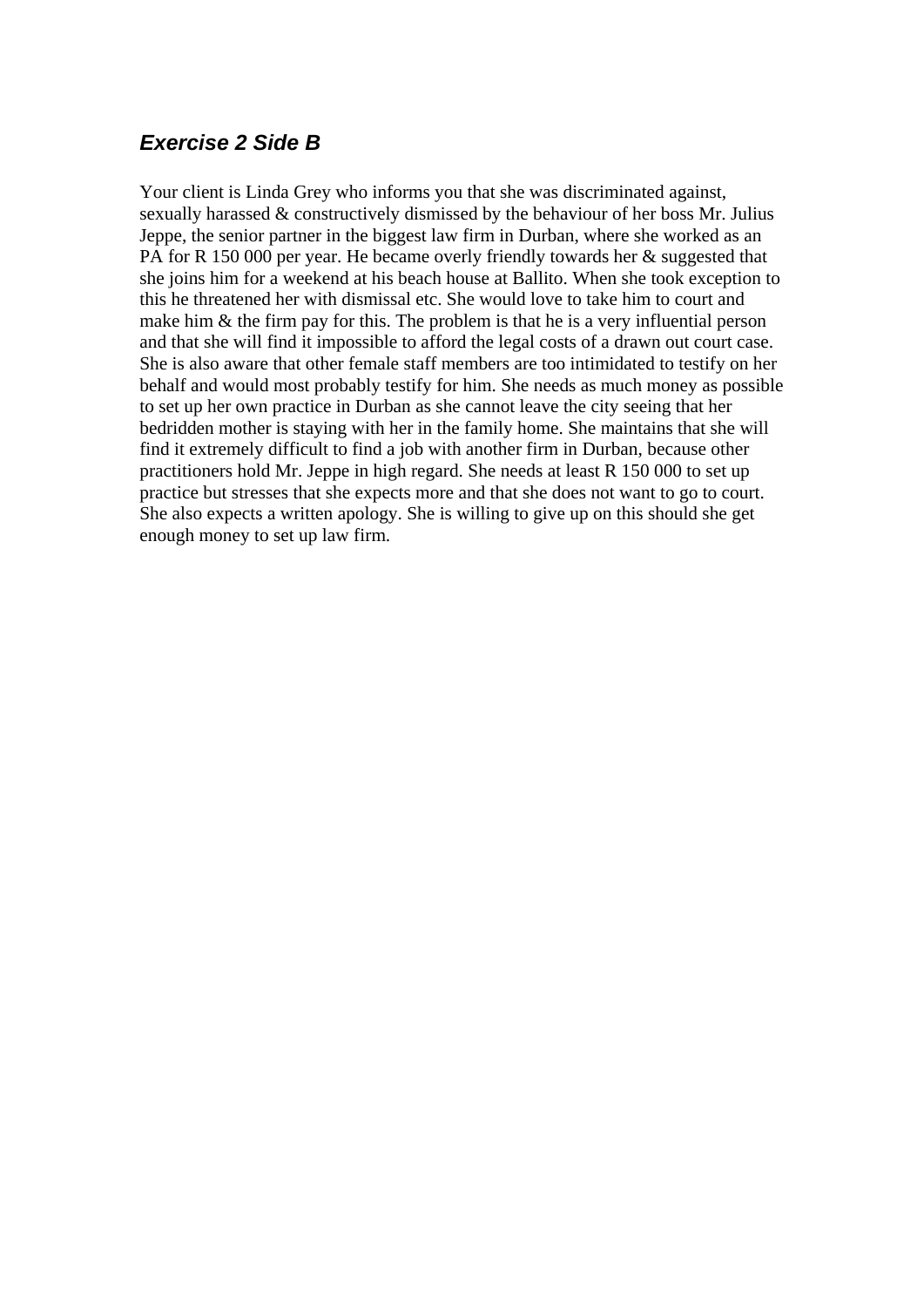## *Exercise 2 Side B*

Your client is Linda Grey who informs you that she was discriminated against, sexually harassed & constructively dismissed by the behaviour of her boss Mr. Julius Jeppe, the senior partner in the biggest law firm in Durban, where she worked as an PA for R 150 000 per year. He became overly friendly towards her & suggested that she joins him for a weekend at his beach house at Ballito. When she took exception to this he threatened her with dismissal etc. She would love to take him to court and make him & the firm pay for this. The problem is that he is a very influential person and that she will find it impossible to afford the legal costs of a drawn out court case. She is also aware that other female staff members are too intimidated to testify on her behalf and would most probably testify for him. She needs as much money as possible to set up her own practice in Durban as she cannot leave the city seeing that her bedridden mother is staying with her in the family home. She maintains that she will find it extremely difficult to find a job with another firm in Durban, because other practitioners hold Mr. Jeppe in high regard. She needs at least R 150 000 to set up practice but stresses that she expects more and that she does not want to go to court. She also expects a written apology. She is willing to give up on this should she get enough money to set up law firm.